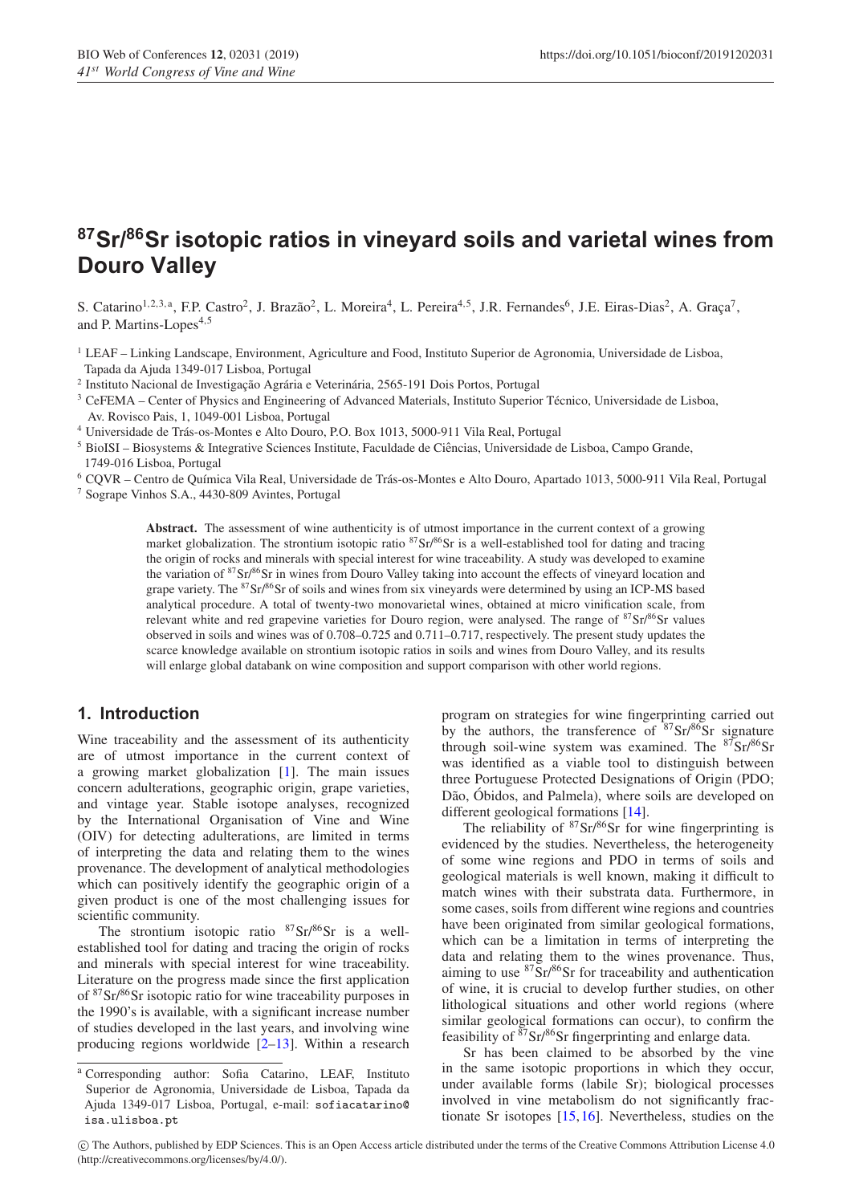# $^{87}Sr/^{86}Sr$ isotopic ratios in vineyard soils and varietal wines from Douro Valley

S. Catarino[1,2,3,a], F.P. Castro[2], J. Brazão[2], L. Moreira[4], L. Pereira[4,5], J.R. Fernandes[6], J.E. Eiras-Dias[2], A. Graça[7], and P. Martins-Lopes[4,5]

[1] LEAF – Linking Landscape, Environment, Agriculture and Food, Instituto Superior de Agronomia, Universidade de Lisboa, Tapada da Ajuda 1349-017 Lisboa, Portugal
[2] Instituto Nacional de Investigação Agrária e Veterinária, 2565-191 Dois Portos, Portugal
[3] CeFEMA – Center of Physics and Engineering of Advanced Materials, Instituto Superior Técnico, Universidade de Lisboa, Av. Rovisco Pais, 1, 1049-001 Lisboa, Portugal
[4] Universidade de Trás-os-Montes e Alto Douro, P.O. Box 1013, 5000-911 Vila Real, Portugal
[5] BioISI – Biosystems & Integrative Sciences Institute, Faculdade de Ciências, Universidade de Lisboa, Campo Grande, 1749-016 Lisboa, Portugal
[6] CQVR – Centro de Química Vila Real, Universidade de Trás-os-Montes e Alto Douro, Apartado 1013, 5000-911 Vila Real, Portugal
[7] Sogrape Vinhos S.A., 4430-809 Avintes, Portugal

**Abstract.** The assessment of wine authenticity is of utmost importance in the current context of a growing market globalization. The strontium isotopic ratio $^{87}Sr/^{86}Sr$ is a well-established tool for dating and tracing the origin of rocks and minerals with special interest for wine traceability. A study was developed to examine the variation of $^{87}Sr/^{86}Sr$ in wines from Douro Valley taking into account the effects of vineyard location and grape variety. The $^{87}Sr/^{86}Sr$ of soils and wines from six vineyards were determined by using an ICP-MS based analytical procedure. A total of twenty-two monovarietal wines, obtained at micro vinification scale, from relevant white and red grapevine varieties for Douro region, were analysed. The range of $^{87}Sr/^{86}Sr$ values observed in soils and wines was of 0.708–0.725 and 0.711–0.717, respectively. The present study updates the scarce knowledge available on strontium isotopic ratios in soils and wines from Douro Valley, and its results will enlarge global databank on wine composition and support comparison with other world regions.

## 1. Introduction

Wine traceability and the assessment of its authenticity are of utmost importance in the current context of a growing market globalization [1]. The main issues concern adulterations, geographic origin, grape varieties, and vintage year. Stable isotope analyses, recognized by the International Organisation of Vine and Wine (OIV) for detecting adulterations, are limited in terms of interpreting the data and relating them to the wines provenance. The development of analytical methodologies which can positively identify the geographic origin of a given product is one of the most challenging issues for scientific community.

The strontium isotopic ratio $^{87}Sr/^{86}Sr$ is a well-established tool for dating and tracing the origin of rocks and minerals with special interest for wine traceability. Literature on the progress made since the first application of $^{87}Sr/^{86}Sr$ isotopic ratio for wine traceability purposes in the 1990's is available, with a significant increase number of studies developed in the last years, and involving wine producing regions worldwide [2–13]. Within a research program on strategies for wine fingerprinting carried out by the authors, the transference of $^{87}Sr/^{86}Sr$ signature through soil-wine system was examined. The $^{87}Sr/^{86}Sr$ was identified as a viable tool to distinguish between three Portuguese Protected Designations of Origin (PDO; Dão, Óbidos, and Palmela), where soils are developed on different geological formations [14].

The reliability of $^{87}Sr/^{86}Sr$ for wine fingerprinting is evidenced by the studies. Nevertheless, the heterogeneity of some wine regions and PDO in terms of soils and geological materials is well known, making it difficult to match wines with their substrata data. Furthermore, in some cases, soils from different wine regions and countries have been originated from similar geological formations, which can be a limitation in terms of interpreting the data and relating them to the wines provenance. Thus, aiming to use $^{87}Sr/^{86}Sr$ for traceability and authentication of wine, it is crucial to develop further studies, on other lithological situations and other world regions (where similar geological formations can occur), to confirm the feasibility of $^{87}Sr/^{86}Sr$ fingerprinting and enlarge data.

Sr has been claimed to be absorbed by the vine in the same isotopic proportions in which they occur, under available forms (labile Sr); biological processes involved in vine metabolism do not significantly fractionate Sr isotopes [15,16]. Nevertheless, studies on the

[a] Corresponding author: Sofia Catarino, LEAF, Instituto Superior de Agronomia, Universidade de Lisboa, Tapada da Ajuda 1349-017 Lisboa, Portugal, e-mail: sofiacatarino@isa.ulisboa.pt

© The Authors, published by EDP Sciences. This is an Open Access article distributed under the terms of the Creative Commons Attribution License 4.0 (http://creativecommons.org/licenses/by/4.0/).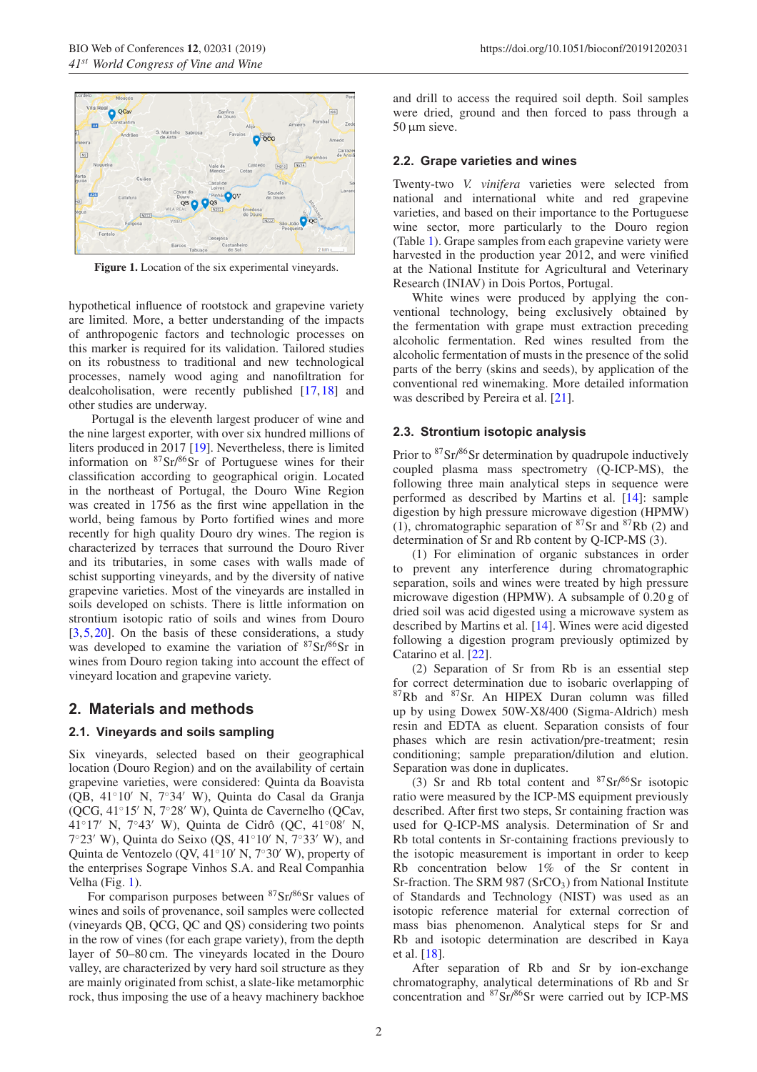Figure 1. Location of the six experimental vineyards.

hypothetical influence of rootstock and grapevine variety are limited. More, a better understanding of the impacts of anthropogenic factors and technologic processes on this marker is required for its validation. Tailored studies on its robustness to traditional and new technological processes, namely wood aging and nanofiltration for dealcoholisation, were recently published [17,18] and other studies are underway.

Portugal is the eleventh largest producer of wine and the nine largest exporter, with over six hundred millions of liters produced in 2017 [19]. Nevertheless, there is limited information on $^{87}Sr/^{86}Sr$ of Portuguese wines for their classification according to geographical origin. Located in the northeast of Portugal, the Douro Wine Region was created in 1756 as the first wine appellation in the world, being famous by Porto fortified wines and more recently for high quality Douro dry wines. The region is characterized by terraces that surround the Douro River and its tributaries, in some cases with walls made of schist supporting vineyards, and by the diversity of native grapevine varieties. Most of the vineyards are installed in soils developed on schists. There is little information on strontium isotopic ratio of soils and wines from Douro [3,5,20]. On the basis of these considerations, a study was developed to examine the variation of $^{87}Sr/^{86}Sr$ in wines from Douro region taking into account the effect of vineyard location and grapevine variety.

## 2. Materials and methods

### 2.1. Vineyards and soils sampling

Six vineyards, selected based on their geographical location (Douro Region) and on the availability of certain grapevine varieties, were considered: Quinta da Boavista (QB, 41°10′ N, 7°34′ W), Quinta do Casal da Granja (QCG, 41°15′ N, 7°28′ W), Quinta de Cavernelho (QCav, 41°17′ N, 7°43′ W), Quinta de Cidrô (QC, 41°08′ N, 7°23′ W), Quinta do Seixo (QS, 41°10′ N, 7°33′ W), and Quinta de Ventozelo (QV, 41°10′ N, 7°30′ W), property of the enterprises Sogrape Vinhos S.A. and Real Companhia Velha (Fig. 1).

For comparison purposes between $^{87}Sr/^{86}Sr$ values of wines and soils of provenance, soil samples were collected (vineyards QB, QCG, QC and QS) considering two points in the row of vines (for each grape variety), from the depth layer of 50–80 cm. The vineyards located in the Douro valley, are characterized by very hard soil structure as they are mainly originated from schist, a slate-like metamorphic rock, thus imposing the use of a heavy machinery backhoe and drill to access the required soil depth. Soil samples were dried, ground and then forced to pass through a 50 µm sieve.

### 2.2. Grape varieties and wines

Twenty-two *V. vinifera* varieties were selected from national and international white and red grapevine varieties, and based on their importance to the Portuguese wine sector, more particularly to the Douro region (Table 1). Grape samples from each grapevine variety were harvested in the production year 2012, and were vinified at the National Institute for Agricultural and Veterinary Research (INIAV) in Dois Portos, Portugal.

White wines were produced by applying the conventional technology, being exclusively obtained by the fermentation with grape must extraction preceding alcoholic fermentation. Red wines resulted from the alcoholic fermentation of musts in the presence of the solid parts of the berry (skins and seeds), by application of the conventional red winemaking. More detailed information was described by Pereira et al. [21].

### 2.3. Strontium isotopic analysis

Prior to $^{87}Sr/^{86}Sr$ determination by quadrupole inductively coupled plasma mass spectrometry (Q-ICP-MS), the following three main analytical steps in sequence were performed as described by Martins et al. [14]: sample digestion by high pressure microwave digestion (HPMW) (1), chromatographic separation of $^{87}Sr$ and $^{87}Rb$ (2) and determination of Sr and Rb content by Q-ICP-MS (3).

(1) For elimination of organic substances in order to prevent any interference during chromatographic separation, soils and wines were treated by high pressure microwave digestion (HPMW). A subsample of 0.20 g of dried soil was acid digested using a microwave system as described by Martins et al. [14]. Wines were acid digested following a digestion program previously optimized by Catarino et al. [22].

(2) Separation of Sr from Rb is an essential step for correct determination due to isobaric overlapping of $^{87}Rb$ and $^{87}Sr$. An HIPEX Duran column was filled up by using Dowex 50W-X8/400 (Sigma-Aldrich) mesh resin and EDTA as eluent. Separation consists of four phases which are resin activation/pre-treatment; resin conditioning; sample preparation/dilution and elution. Separation was done in duplicates.

(3) Sr and Rb total content and $^{87}Sr/^{86}Sr$ isotopic ratio were measured by the ICP-MS equipment previously described. After first two steps, Sr containing fraction was used for Q-ICP-MS analysis. Determination of Sr and Rb total contents in Sr-containing fractions previously to the isotopic measurement is important in order to keep Rb concentration below 1% of the Sr content in Sr-fraction. The SRM 987 ($SrCO_3$) from National Institute of Standards and Technology (NIST) was used as an isotopic reference material for external correction of mass bias phenomenon. Analytical steps for Sr and Rb and isotopic determination are described in Kaya et al. [18].

After separation of Rb and Sr by ion-exchange chromatography, analytical determinations of Rb and Sr concentration and $^{87}Sr/^{86}Sr$ were carried out by ICP-MS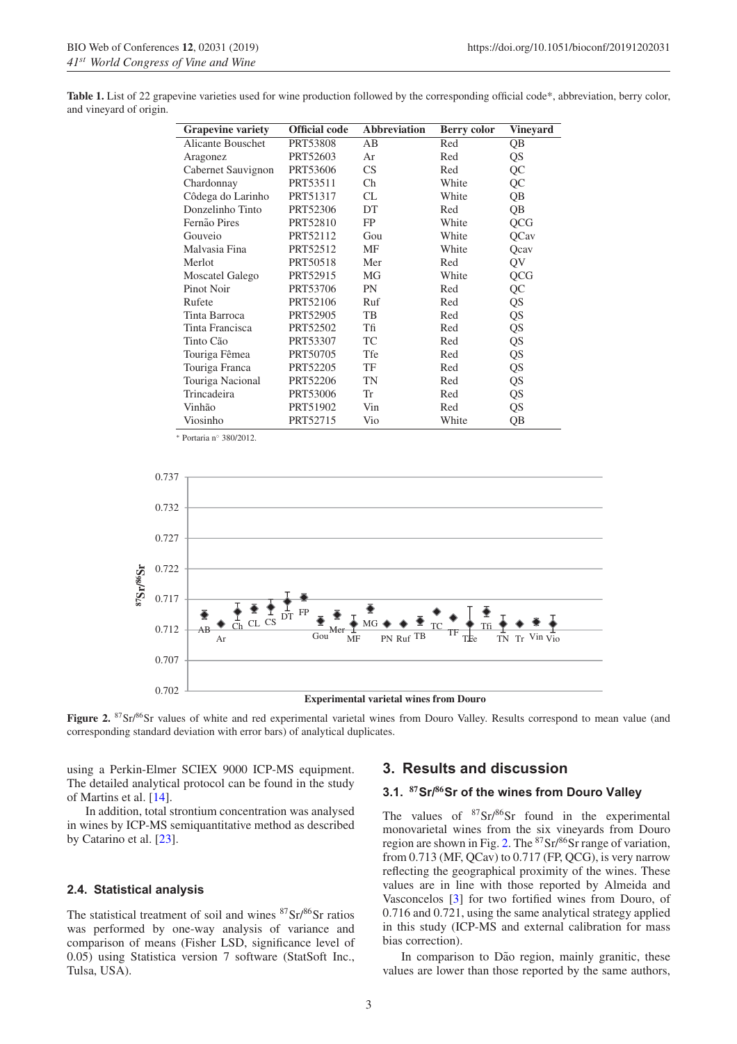**Table 1.** List of 22 grapevine varieties used for wine production followed by the corresponding official code*, abbreviation, berry color, and vineyard of origin.

| Grapevine variety | Official code | Abbreviation | Berry color | Vineyard |
|---|---|---|---|---|
| Alicante Bouschet | PRT53808 | AB | Red | QB |
| Aragonez | PRT52603 | Ar | Red | QS |
| Cabernet Sauvignon | PRT53606 | CS | Red | QC |
| Chardonnay | PRT53511 | Ch | White | QC |
| Côdega do Larinho | PRT51317 | CL | White | QB |
| Donzelinho Tinto | PRT52306 | DT | Red | QB |
| Fernão Pires | PRT52810 | FP | White | QCG |
| Gouveio | PRT52112 | Gou | White | QCav |
| Malvasia Fina | PRT52512 | MF | White | Qcav |
| Merlot | PRT50518 | Mer | Red | QV |
| Moscatel Galego | PRT52915 | MG | White | QCG |
| Pinot Noir | PRT53706 | PN | Red | QC |
| Rufete | PRT52106 | Ruf | Red | QS |
| Tinta Barroca | PRT52905 | TB | Red | QS |
| Tinta Francisca | PRT52502 | Tfi | Red | QS |
| Tinto Cão | PRT53307 | TC | Red | QS |
| Touriga Fêmea | PRT50705 | Tfe | Red | QS |
| Touriga Franca | PRT52205 | TF | Red | QS |
| Touriga Nacional | PRT52206 | TN | Red | QS |
| Trincadeira | PRT53006 | Tr | Red | QS |
| Vinhão | PRT51902 | Vin | Red | QS |
| Viosinho | PRT52715 | Vio | White | QB |

* Portaria n° 380/2012.

0.737
0.732
0.727
0.722
0.717
0.712
0.707
0.702
$^{87}Sr/^{86}Sr$
AB Ar Ch CL CS DT FP Gou Mer MF MG PN Ruf TB TC TF Tfe Tfi TN Tr Vin Vio
Experimental varietal wines from Douro

**Figure 2.** $^{87}Sr/^{86}Sr$ values of white and red experimental varietal wines from Douro Valley. Results correspond to mean value (and corresponding standard deviation with error bars) of analytical duplicates.

using a Perkin-Elmer SCIEX 9000 ICP-MS equipment. The detailed analytical protocol can be found in the study of Martins et al. [14].

In addition, total strontium concentration was analysed in wines by ICP-MS semiquantitative method as described by Catarino et al. [23].

### 2.4. Statistical analysis

The statistical treatment of soil and wines $^{87}Sr/^{86}Sr$ ratios was performed by one-way analysis of variance and comparison of means (Fisher LSD, significance level of 0.05) using Statistica version 7 software (StatSoft Inc., Tulsa, USA).

## 3. Results and discussion

### 3.1. $^{87}Sr/^{86}Sr$ of the wines from Douro Valley

The values of $^{87}Sr/^{86}Sr$ found in the experimental monovarietal wines from the six vineyards from Douro region are shown in Fig. 2. The $^{87}Sr/^{86}Sr$ range of variation, from 0.713 (MF, QCav) to 0.717 (FP, QCG), is very narrow reflecting the geographical proximity of the wines. These values are in line with those reported by Almeida and Vasconcelos [3] for two fortified wines from Douro, of 0.716 and 0.721, using the same analytical strategy applied in this study (ICP-MS and external calibration for mass bias correction).

In comparison to Dão region, mainly granitic, these values are lower than those reported by the same authors,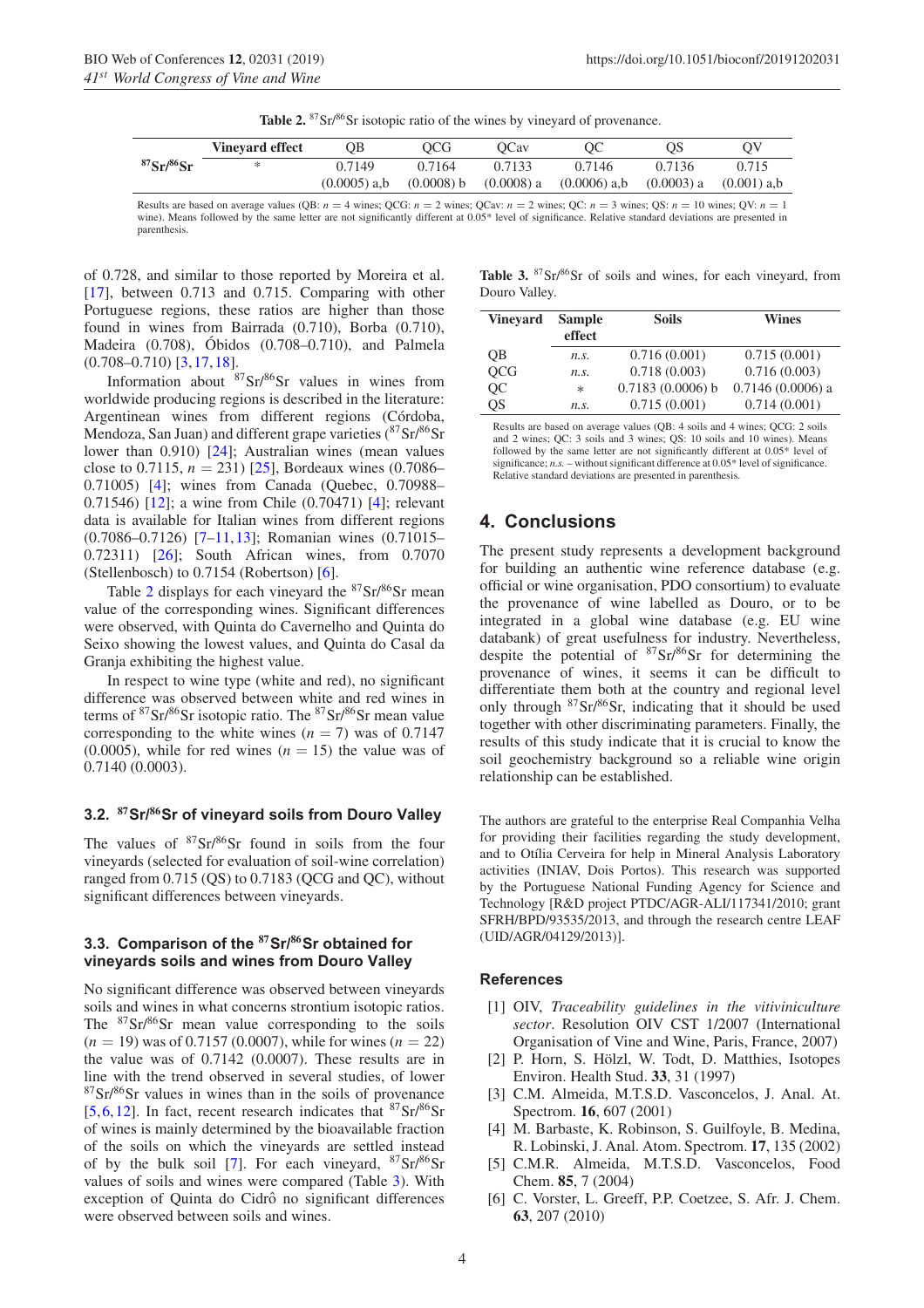**Table 2.** $^{87}Sr/^{86}Sr$ isotopic ratio of the wines by vineyard of provenance.

| | Vineyard effect | QB | QCG | QCav | QC | QS | QV |
|---|---|---|---|---|---|---|---|
| $^{87}Sr/^{86}Sr$ | * | 0.7149 (0.0005) a,b | 0.7164 (0.0008) b | 0.7133 (0.0008) a | 0.7146 (0.0006) a,b | 0.7136 (0.0003) a | 0.715 (0.001) a,b |

Results are based on average values (QB: $n = 4$ wines; QCG: $n = 2$ wines; QCav: $n = 2$ wines; QC: $n = 3$ wines; QS: $n = 10$ wines; QV: $n = 1$ wine). Means followed by the same letter are not significantly different at 0.05* level of significance. Relative standard deviations are presented in parenthesis.

of 0.728, and similar to those reported by Moreira et al. [17], between 0.713 and 0.715. Comparing with other Portuguese regions, these ratios are higher than those found in wines from Bairrada (0.710), Borba (0.710), Madeira (0.708), Óbidos (0.708–0.710), and Palmela (0.708–0.710) [3, 17, 18].

Information about $^{87}Sr/^{86}Sr$ values in wines from worldwide producing regions is described in the literature: Argentinean wines from different regions (Córdoba, Mendoza, San Juan) and different grape varieties ($^{87}Sr/^{86}Sr$ lower than 0.910) [24]; Australian wines (mean values close to 0.7115, $n = 231$) [25], Bordeaux wines (0.7086–0.71005) [4]; wines from Canada (Quebec, 0.70988–0.71546) [12]; a wine from Chile (0.70471) [4]; relevant data is available for Italian wines from different regions (0.7086–0.7126) [7–11, 13]; Romanian wines (0.71015–0.72311) [26]; South African wines, from 0.7070 (Stellenbosch) to 0.7154 (Robertson) [6].

Table 2 displays for each vineyard the $^{87}Sr/^{86}Sr$ mean value of the corresponding wines. Significant differences were observed, with Quinta do Cavernelho and Quinta do Seixo showing the lowest values, and Quinta do Casal da Granja exhibiting the highest value.

In respect to wine type (white and red), no significant difference was observed between white and red wines in terms of $^{87}Sr/^{86}Sr$ isotopic ratio. The $^{87}Sr/^{86}Sr$ mean value corresponding to the white wines ($n = 7$) was of 0.7147 (0.0005), while for red wines ($n = 15$) the value was of 0.7140 (0.0003).

### 3.2. $^{87}Sr/^{86}Sr$ of vineyard soils from Douro Valley

The values of $^{87}Sr/^{86}Sr$ found in soils from the four vineyards (selected for evaluation of soil-wine correlation) ranged from 0.715 (QS) to 0.7183 (QCG and QC), without significant differences between vineyards.

### 3.3. Comparison of the $^{87}Sr/^{86}Sr$ obtained for vineyards soils and wines from Douro Valley

No significant difference was observed between vineyards soils and wines in what concerns strontium isotopic ratios. The $^{87}Sr/^{86}Sr$ mean value corresponding to the soils ($n = 19$) was of 0.7157 (0.0007), while for wines ($n = 22$) the value was of 0.7142 (0.0007). These results are in line with the trend observed in several studies, of lower $^{87}Sr/^{86}Sr$ values in wines than in the soils of provenance [5, 6, 12]. In fact, recent research indicates that $^{87}Sr/^{86}Sr$ of wines is mainly determined by the bioavailable fraction of the soils on which the vineyards are settled instead of by the bulk soil [7]. For each vineyard, $^{87}Sr/^{86}Sr$ values of soils and wines were compared (Table 3). With exception of Quinta do Cidrô no significant differences were observed between soils and wines.

**Table 3.** $^{87}Sr/^{86}Sr$ of soils and wines, for each vineyard, from Douro Valley.

| Vineyard | Sample effect | Soils | Wines |
|---|---|---|---|
| QB | *n.s.* | 0.716 (0.001) | 0.715 (0.001) |
| QCG | *n.s.* | 0.718 (0.003) | 0.716 (0.003) |
| QC | * | 0.7183 (0.0006) b | 0.7146 (0.0006) a |
| QS | *n.s.* | 0.715 (0.001) | 0.714 (0.001) |

Results are based on average values (QB: 4 soils and 4 wines; QCG: 2 soils and 2 wines; QC: 3 soils and 3 wines; QS: 10 soils and 10 wines). Means followed by the same letter are not significantly different at 0.05* level of significance; *n.s.* – without significant difference at 0.05* level of significance. Relative standard deviations are presented in parenthesis.

## 4. Conclusions

The present study represents a development background for building an authentic wine reference database (e.g. official or wine organisation, PDO consortium) to evaluate the provenance of wine labelled as Douro, or to be integrated in a global wine database (e.g. EU wine databank) of great usefulness for industry. Nevertheless, despite the potential of $^{87}Sr/^{86}Sr$ for determining the provenance of wines, it seems it can be difficult to differentiate them both at the country and regional level only through $^{87}Sr/^{86}Sr$, indicating that it should be used together with other discriminating parameters. Finally, the results of this study indicate that it is crucial to know the soil geochemistry background so a reliable wine origin relationship can be established.

The authors are grateful to the enterprise Real Companhia Velha for providing their facilities regarding the study development, and to Otília Cerveira for help in Mineral Analysis Laboratory activities (INIAV, Dois Portos). This research was supported by the Portuguese National Funding Agency for Science and Technology [R&D project PTDC/AGR-ALI/117341/2010; grant SFRH/BPD/93535/2013, and through the research centre LEAF (UID/AGR/04129/2013)].

## References

[1] OIV, *Traceability guidelines in the vitiviniculture sector*. Resolution OIV CST 1/2007 (International Organisation of Vine and Wine, Paris, France, 2007)

[2] P. Horn, S. Hölzl, W. Todt, D. Matthies, Isotopes Environ. Health Stud. **33**, 31 (1997)

[3] C.M. Almeida, M.T.S.D. Vasconcelos, J. Anal. At. Spectrom. **16**, 607 (2001)

[4] M. Barbaste, K. Robinson, S. Guilfoyle, B. Medina, R. Lobinski, J. Anal. Atom. Spectrom. **17**, 135 (2002)

[5] C.M.R. Almeida, M.T.S.D. Vasconcelos, Food Chem. **85**, 7 (2004)

[6] C. Vorster, L. Greeff, P.P. Coetzee, S. Afr. J. Chem. **63**, 207 (2010)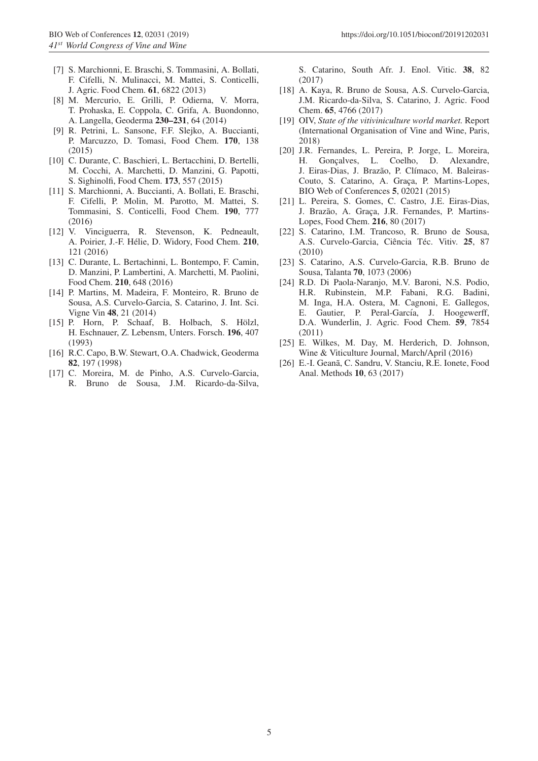[7] S. Marchionni, E. Braschi, S. Tommasini, A. Bollati, F. Cifelli, N. Mulinacci, M. Mattei, S. Conticelli, J. Agric. Food Chem. **61**, 6822 (2013)

[8] M. Mercurio, E. Grilli, P. Odierna, V. Morra, T. Prohaska, E. Coppola, C. Grifa, A. Buondonno, A. Langella, Geoderma **230–231**, 64 (2014)

[9] R. Petrini, L. Sansone, F.F. Slejko, A. Buccianti, P. Marcuzzo, D. Tomasi, Food Chem. **170**, 138 (2015)

[10] C. Durante, C. Baschieri, L. Bertacchini, D. Bertelli, M. Cocchi, A. Marchetti, D. Manzini, G. Papotti, S. Sighinolfi, Food Chem. **173**, 557 (2015)

[11] S. Marchionni, A. Buccianti, A. Bollati, E. Braschi, F. Cifelli, P. Molin, M. Parotto, M. Mattei, S. Tommasini, S. Conticelli, Food Chem. **190**, 777 (2016)

[12] V. Vinciguerra, R. Stevenson, K. Pedneault, A. Poirier, J.-F. Hélie, D. Widory, Food Chem. **210**, 121 (2016)

[13] C. Durante, L. Bertachinni, L. Bontempo, F. Camin, D. Manzini, P. Lambertini, A. Marchetti, M. Paolini, Food Chem. **210**, 648 (2016)

[14] P. Martins, M. Madeira, F. Monteiro, R. Bruno de Sousa, A.S. Curvelo-Garcia, S. Catarino, J. Int. Sci. Vigne Vin **48**, 21 (2014)

[15] P. Horn, P. Schaaf, B. Holbach, S. Hölzl, H. Eschnauer, Z. Lebensm, Unters. Forsch. **196**, 407 (1993)

[16] R.C. Capo, B.W. Stewart, O.A. Chadwick, Geoderma **82**, 197 (1998)

[17] C. Moreira, M. de Pinho, A.S. Curvelo-Garcia, R. Bruno de Sousa, J.M. Ricardo-da-Silva, S. Catarino, South Afr. J. Enol. Vitic. **38**, 82 (2017)

[18] A. Kaya, R. Bruno de Sousa, A.S. Curvelo-Garcia, J.M. Ricardo-da-Silva, S. Catarino, J. Agric. Food Chem. **65**, 4766 (2017)

[19] OIV, *State of the vitiviniculture world market.* Report (International Organisation of Vine and Wine, Paris, 2018)

[20] J.R. Fernandes, L. Pereira, P. Jorge, L. Moreira, H. Gonçalves, L. Coelho, D. Alexandre, J. Eiras-Dias, J. Brazão, P. Clímaco, M. Baleiras-Couto, S. Catarino, A. Graça, P. Martins-Lopes, BIO Web of Conferences **5**, 02021 (2015)

[21] L. Pereira, S. Gomes, C. Castro, J.E. Eiras-Dias, J. Brazão, A. Graça, J.R. Fernandes, P. Martins-Lopes, Food Chem. **216**, 80 (2017)

[22] S. Catarino, I.M. Trancoso, R. Bruno de Sousa, A.S. Curvelo-Garcia, Ciência Téc. Vitiv. **25**, 87 (2010)

[23] S. Catarino, A.S. Curvelo-Garcia, R.B. Bruno de Sousa, Talanta **70**, 1073 (2006)

[24] R.D. Di Paola-Naranjo, M.V. Baroni, N.S. Podio, H.R. Rubinstein, M.P. Fabani, R.G. Badini, M. Inga, H.A. Ostera, M. Cagnoni, E. Gallegos, E. Gautier, P. Peral-García, J. Hoogewerff, D.A. Wunderlin, J. Agric. Food Chem. **59**, 7854 (2011)

[25] E. Wilkes, M. Day, M. Herderich, D. Johnson, Wine & Viticulture Journal, March/April (2016)

[26] E.-I. Geană, C. Sandru, V. Stanciu, R.E. Ionete, Food Anal. Methods **10**, 63 (2017)